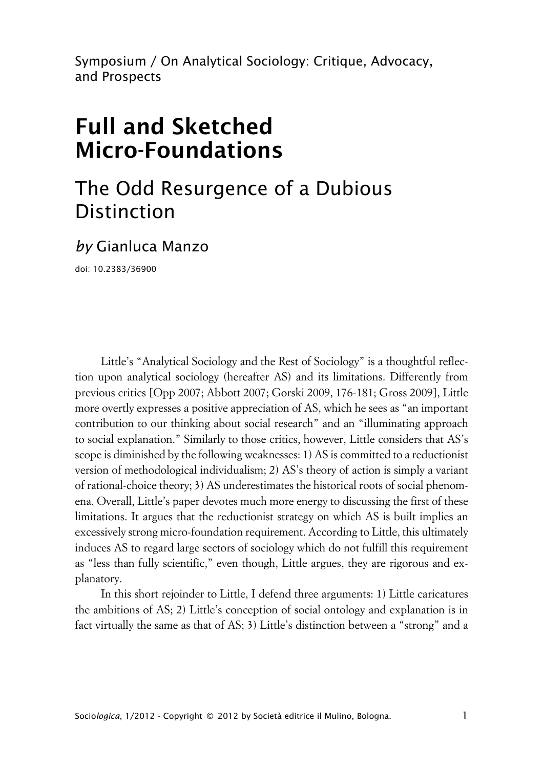Symposium / On Analytical Sociology: Critique, Advocacy, and Prospects

# Full and Sketched Micro-Foundations

## The Odd Resurgence of a Dubious Distinction

*by* Gianluca Manzo

doi: 10.2383/36900

Little's "Analytical Sociology and the Rest of Sociology" is a thoughtful reflection upon analytical sociology (hereafter AS) and its limitations. Differently from previous critics [Opp 2007; Abbott 2007; Gorski 2009, 176-181; Gross 2009], Little more overtly expresses a positive appreciation of AS, which he sees as "an important contribution to our thinking about social research" and an "illuminating approach to social explanation." Similarly to those critics, however, Little considers that AS's scope is diminished by the following weaknesses: 1) AS is committed to a reductionist version of methodological individualism; 2) AS's theory of action is simply a variant of rational-choice theory; 3) AS underestimates the historical roots of social phenomena. Overall, Little's paper devotes much more energy to discussing the first of these limitations. It argues that the reductionist strategy on which AS is built implies an excessively strong micro-foundation requirement. According to Little, this ultimately induces AS to regard large sectors of sociology which do not fulfill this requirement as "less than fully scientific," even though, Little argues, they are rigorous and explanatory.

In this short rejoinder to Little, I defend three arguments: 1) Little caricatures the ambitions of AS; 2) Little's conception of social ontology and explanation is in fact virtually the same as that of AS; 3) Little's distinction between a "strong" and a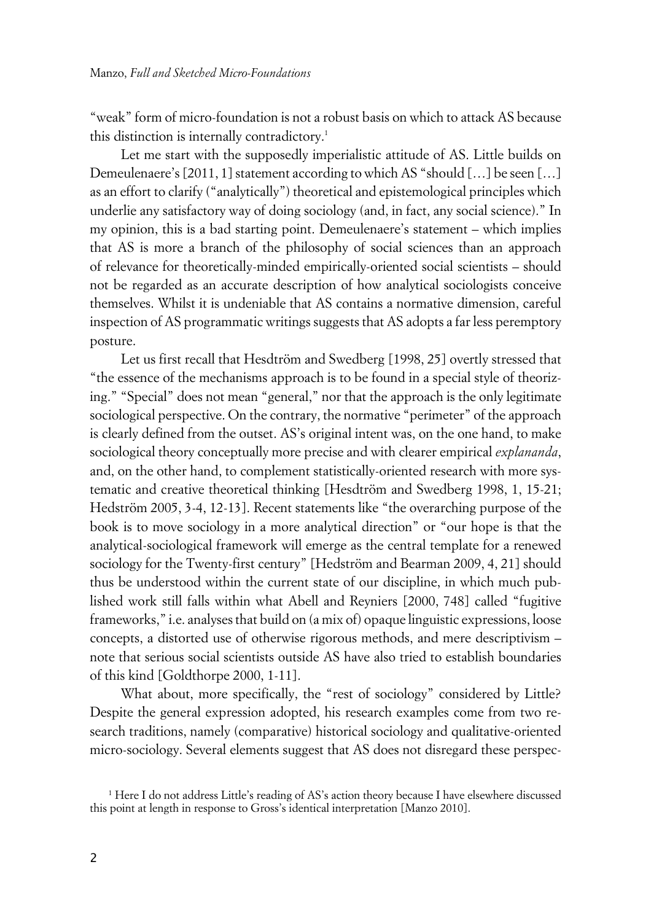"weak" form of micro-foundation is not a robust basis on which to attack AS because this distinction is internally contradictory.[1]

Let me start with the supposedly imperialistic attitude of AS. Little builds on Demeulenaere's [2011, 1] statement according to which AS "should […] be seen […] as an effort to clarify ("analytically") theoretical and epistemological principles which underlie any satisfactory way of doing sociology (and, in fact, any social science)." In my opinion, this is a bad starting point. Demeulenaere's statement – which implies that AS is more a branch of the philosophy of social sciences than an approach of relevance for theoretically-minded empirically-oriented social scientists – should not be regarded as an accurate description of how analytical sociologists conceive themselves. Whilst it is undeniable that AS contains a normative dimension, careful inspection of AS programmatic writings suggests that AS adopts a far less peremptory posture.

Let us first recall that Hesdtröm and Swedberg [1998, 25] overtly stressed that "the essence of the mechanisms approach is to be found in a special style of theorizing." "Special" does not mean "general," nor that the approach is the only legitimate sociological perspective. On the contrary, the normative "perimeter" of the approach is clearly defined from the outset. AS's original intent was, on the one hand, to make sociological theory conceptually more precise and with clearer empirical *explananda*, and, on the other hand, to complement statistically-oriented research with more systematic and creative theoretical thinking [Hesdtröm and Swedberg 1998, 1, 15-21; Hedström 2005, 3-4, 12-13]. Recent statements like "the overarching purpose of the book is to move sociology in a more analytical direction" or "our hope is that the analytical-sociological framework will emerge as the central template for a renewed sociology for the Twenty-first century" [Hedström and Bearman 2009, 4, 21] should thus be understood within the current state of our discipline, in which much published work still falls within what Abell and Reyniers [2000, 748] called "fugitive frameworks," i.e. analyses that build on (a mix of) opaque linguistic expressions, loose concepts, a distorted use of otherwise rigorous methods, and mere descriptivism – note that serious social scientists outside AS have also tried to establish boundaries of this kind [Goldthorpe 2000, 1-11].

What about, more specifically, the "rest of sociology" considered by Little? Despite the general expression adopted, his research examples come from two research traditions, namely (comparative) historical sociology and qualitative-oriented micro-sociology. Several elements suggest that AS does not disregard these perspec-

[1] Here I do not address Little's reading of AS's action theory because I have elsewhere discussed this point at length in response to Gross's identical interpretation [Manzo 2010].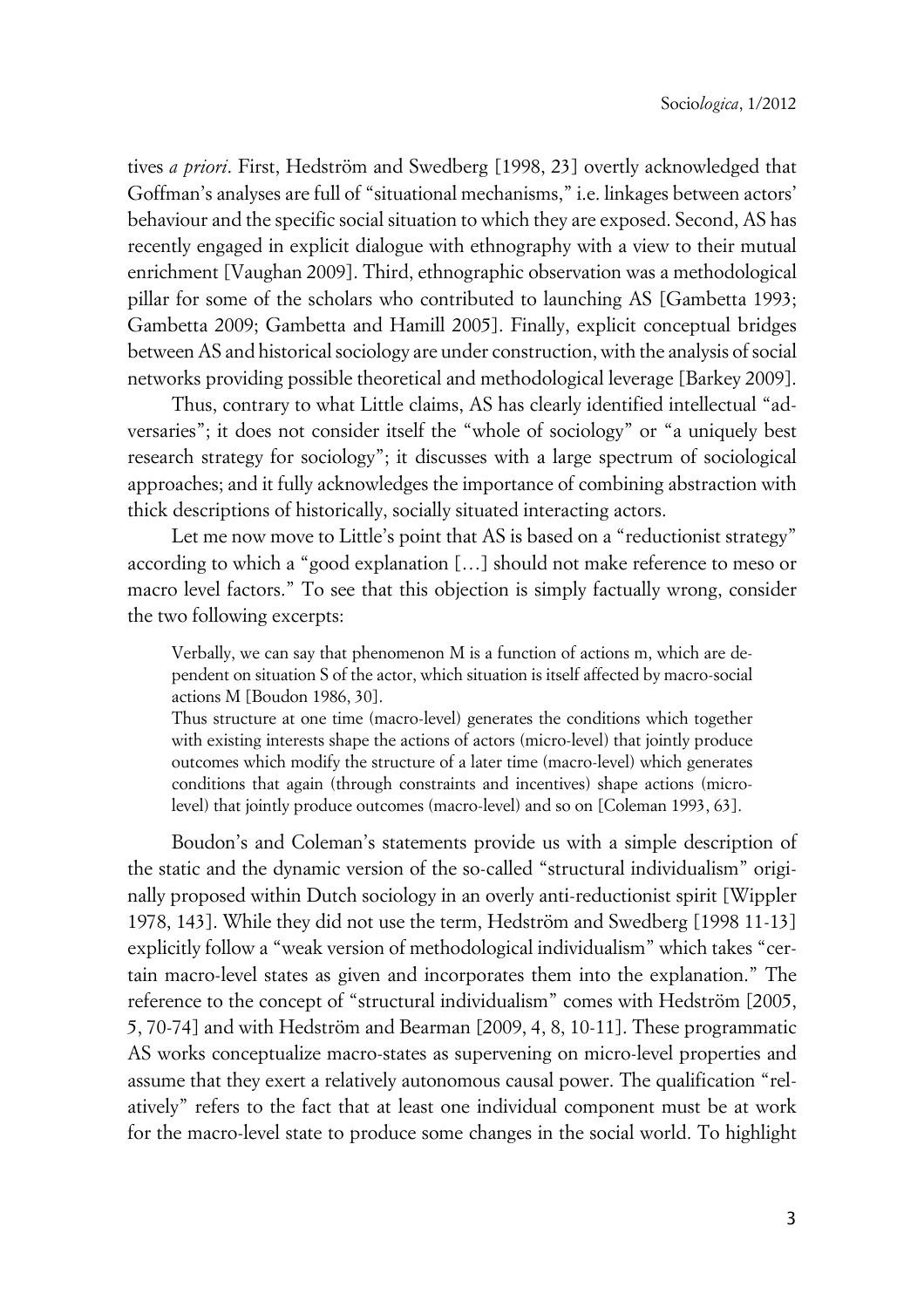tives *a priori*. First, Hedström and Swedberg [1998, 23] overtly acknowledged that Goffman's analyses are full of "situational mechanisms," i.e. linkages between actors' behaviour and the specific social situation to which they are exposed. Second, AS has recently engaged in explicit dialogue with ethnography with a view to their mutual enrichment [Vaughan 2009]. Third, ethnographic observation was a methodological pillar for some of the scholars who contributed to launching AS [Gambetta 1993; Gambetta 2009; Gambetta and Hamill 2005]. Finally, explicit conceptual bridges between AS and historical sociology are under construction, with the analysis of social networks providing possible theoretical and methodological leverage [Barkey 2009].

Thus, contrary to what Little claims, AS has clearly identified intellectual "adversaries"; it does not consider itself the "whole of sociology" or "a uniquely best research strategy for sociology"; it discusses with a large spectrum of sociological approaches; and it fully acknowledges the importance of combining abstraction with thick descriptions of historically, socially situated interacting actors.

Let me now move to Little's point that AS is based on a "reductionist strategy" according to which a "good explanation […] should not make reference to meso or macro level factors." To see that this objection is simply factually wrong, consider the two following excerpts:

> Verbally, we can say that phenomenon M is a function of actions m, which are dependent on situation S of the actor, which situation is itself affected by macro-social actions M [Boudon 1986, 30].
>
> Thus structure at one time (macro-level) generates the conditions which together with existing interests shape the actions of actors (micro-level) that jointly produce outcomes which modify the structure of a later time (macro-level) which generates conditions that again (through constraints and incentives) shape actions (micro-level) that jointly produce outcomes (macro-level) and so on [Coleman 1993, 63].

Boudon's and Coleman's statements provide us with a simple description of the static and the dynamic version of the so-called "structural individualism" originally proposed within Dutch sociology in an overly anti-reductionist spirit [Wippler 1978, 143]. While they did not use the term, Hedström and Swedberg [1998 11-13] explicitly follow a "weak version of methodological individualism" which takes "certain macro-level states as given and incorporates them into the explanation." The reference to the concept of "structural individualism" comes with Hedström [2005, 5, 70-74] and with Hedström and Bearman [2009, 4, 8, 10-11]. These programmatic AS works conceptualize macro-states as supervening on micro-level properties and assume that they exert a relatively autonomous causal power. The qualification "relatively" refers to the fact that at least one individual component must be at work for the macro-level state to produce some changes in the social world. To highlight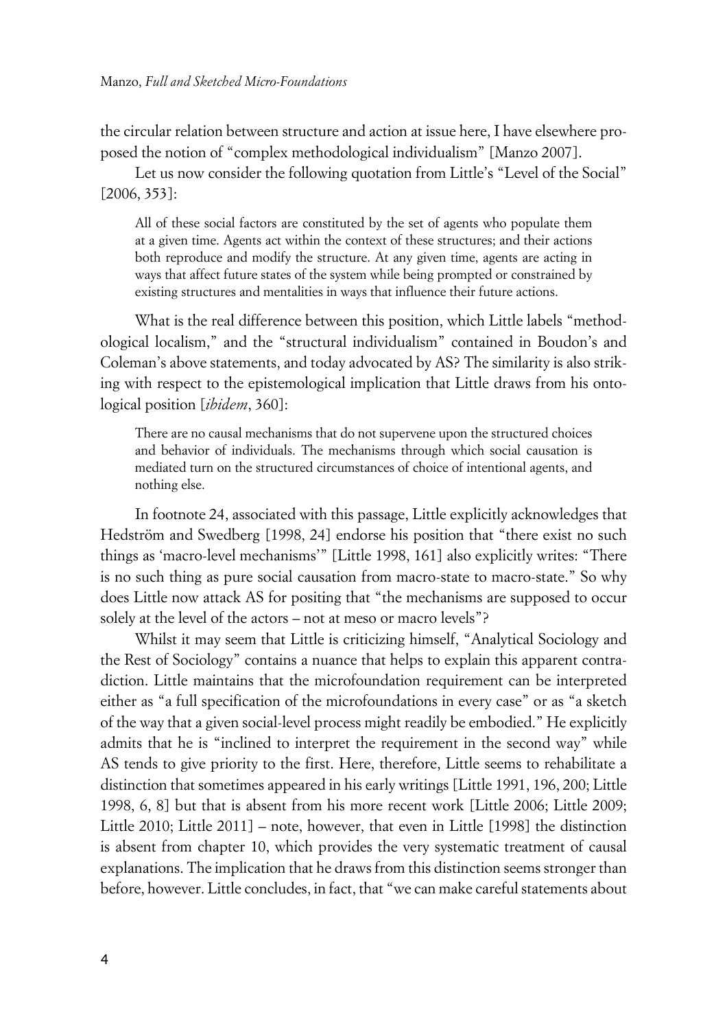the circular relation between structure and action at issue here, I have elsewhere proposed the notion of "complex methodological individualism" [Manzo 2007].

Let us now consider the following quotation from Little's "Level of the Social" [2006, 353]:

> All of these social factors are constituted by the set of agents who populate them at a given time. Agents act within the context of these structures; and their actions both reproduce and modify the structure. At any given time, agents are acting in ways that affect future states of the system while being prompted or constrained by existing structures and mentalities in ways that influence their future actions.

What is the real difference between this position, which Little labels "methodological localism," and the "structural individualism" contained in Boudon's and Coleman's above statements, and today advocated by AS? The similarity is also striking with respect to the epistemological implication that Little draws from his ontological position [*ibidem*, 360]:

> There are no causal mechanisms that do not supervene upon the structured choices and behavior of individuals. The mechanisms through which social causation is mediated turn on the structured circumstances of choice of intentional agents, and nothing else.

In footnote 24, associated with this passage, Little explicitly acknowledges that Hedström and Swedberg [1998, 24] endorse his position that "there exist no such things as 'macro-level mechanisms'" [Little 1998, 161] also explicitly writes: "There is no such thing as pure social causation from macro-state to macro-state." So why does Little now attack AS for positing that "the mechanisms are supposed to occur solely at the level of the actors – not at meso or macro levels"?

Whilst it may seem that Little is criticizing himself, "Analytical Sociology and the Rest of Sociology" contains a nuance that helps to explain this apparent contradiction. Little maintains that the microfoundation requirement can be interpreted either as "a full specification of the microfoundations in every case" or as "a sketch of the way that a given social-level process might readily be embodied." He explicitly admits that he is "inclined to interpret the requirement in the second way" while AS tends to give priority to the first. Here, therefore, Little seems to rehabilitate a distinction that sometimes appeared in his early writings [Little 1991, 196, 200; Little 1998, 6, 8] but that is absent from his more recent work [Little 2006; Little 2009; Little 2010; Little 2011] – note, however, that even in Little [1998] the distinction is absent from chapter 10, which provides the very systematic treatment of causal explanations. The implication that he draws from this distinction seems stronger than before, however. Little concludes, in fact, that "we can make careful statements about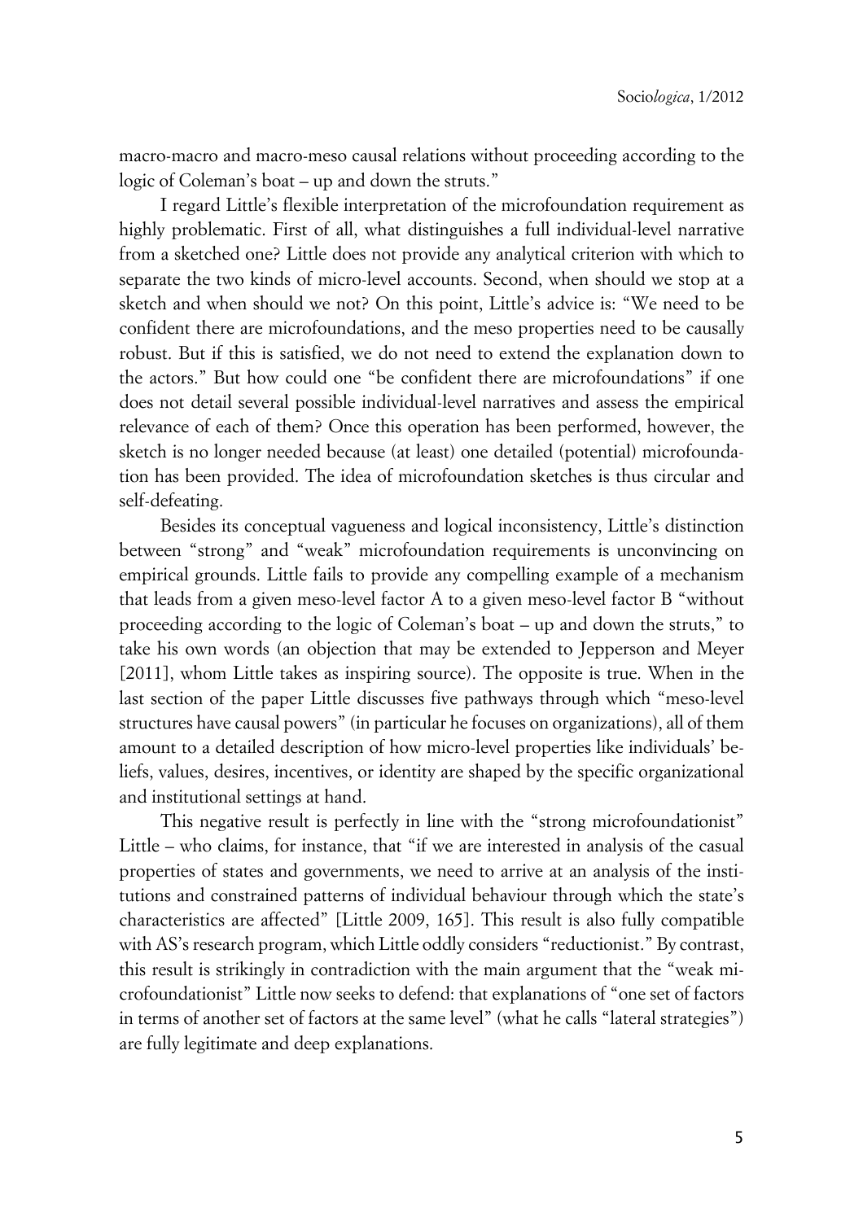macro-macro and macro-meso causal relations without proceeding according to the logic of Coleman's boat – up and down the struts."

I regard Little's flexible interpretation of the microfoundation requirement as highly problematic. First of all, what distinguishes a full individual-level narrative from a sketched one? Little does not provide any analytical criterion with which to separate the two kinds of micro-level accounts. Second, when should we stop at a sketch and when should we not? On this point, Little's advice is: "We need to be confident there are microfoundations, and the meso properties need to be causally robust. But if this is satisfied, we do not need to extend the explanation down to the actors." But how could one "be confident there are microfoundations" if one does not detail several possible individual-level narratives and assess the empirical relevance of each of them? Once this operation has been performed, however, the sketch is no longer needed because (at least) one detailed (potential) microfoundation has been provided. The idea of microfoundation sketches is thus circular and self-defeating.

Besides its conceptual vagueness and logical inconsistency, Little's distinction between "strong" and "weak" microfoundation requirements is unconvincing on empirical grounds. Little fails to provide any compelling example of a mechanism that leads from a given meso-level factor A to a given meso-level factor B "without proceeding according to the logic of Coleman's boat – up and down the struts," to take his own words (an objection that may be extended to Jepperson and Meyer [2011], whom Little takes as inspiring source). The opposite is true. When in the last section of the paper Little discusses five pathways through which "meso-level structures have causal powers" (in particular he focuses on organizations), all of them amount to a detailed description of how micro-level properties like individuals' beliefs, values, desires, incentives, or identity are shaped by the specific organizational and institutional settings at hand.

This negative result is perfectly in line with the "strong microfoundationist" Little – who claims, for instance, that "if we are interested in analysis of the casual properties of states and governments, we need to arrive at an analysis of the institutions and constrained patterns of individual behaviour through which the state's characteristics are affected" [Little 2009, 165]. This result is also fully compatible with AS's research program, which Little oddly considers "reductionist." By contrast, this result is strikingly in contradiction with the main argument that the "weak microfoundationist" Little now seeks to defend: that explanations of "one set of factors in terms of another set of factors at the same level" (what he calls "lateral strategies") are fully legitimate and deep explanations.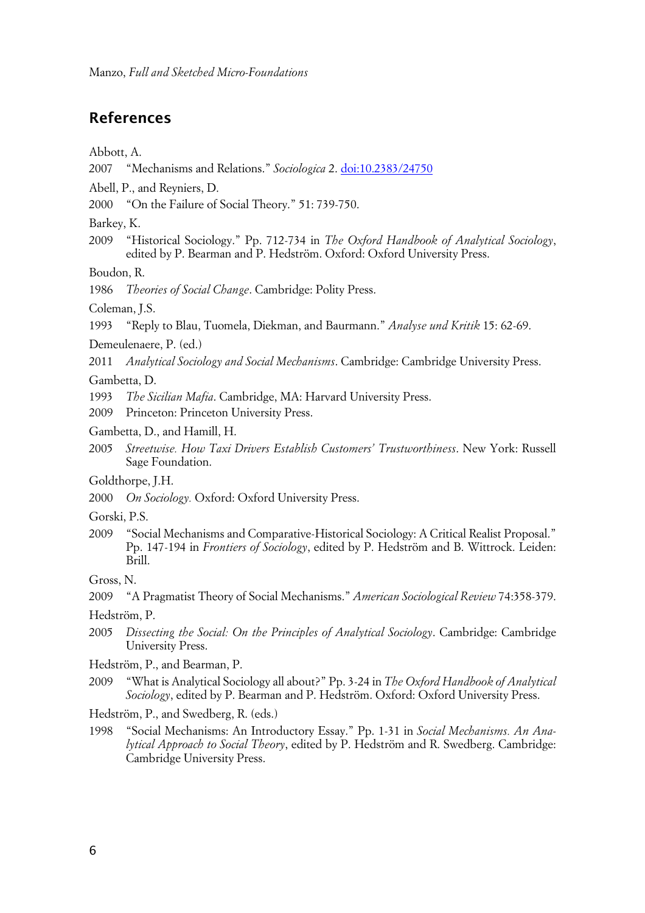## References

Abbott, A.

2007 "Mechanisms and Relations." *Sociologica* 2. doi:10.2383/24750

Abell, P., and Reyniers, D.

2000 "On the Failure of Social Theory." 51: 739-750.

Barkey, K.

2009 "Historical Sociology." Pp. 712-734 in *The Oxford Handbook of Analytical Sociology*, edited by P. Bearman and P. Hedström. Oxford: Oxford University Press.

Boudon, R.

1986 *Theories of Social Change*. Cambridge: Polity Press.

Coleman, J.S.

1993 "Reply to Blau, Tuomela, Diekman, and Baurmann." *Analyse und Kritik* 15: 62-69.

Demeulenaere, P. (ed.)

2011 *Analytical Sociology and Social Mechanisms*. Cambridge: Cambridge University Press.

Gambetta, D.

1993 *The Sicilian Mafia*. Cambridge, MA: Harvard University Press.

2009 Princeton: Princeton University Press.

Gambetta, D., and Hamill, H.

2005 *Streetwise. How Taxi Drivers Establish Customers' Trustworthiness*. New York: Russell Sage Foundation.

Goldthorpe, J.H.

2000 *On Sociology.* Oxford: Oxford University Press.

Gorski, P.S.

2009 "Social Mechanisms and Comparative-Historical Sociology: A Critical Realist Proposal." Pp. 147-194 in *Frontiers of Sociology*, edited by P. Hedström and B. Wittrock. Leiden: Brill.

Gross, N.

2009 "A Pragmatist Theory of Social Mechanisms." *American Sociological Review* 74:358-379.

Hedström, P.

2005 *Dissecting the Social: On the Principles of Analytical Sociology*. Cambridge: Cambridge University Press.

Hedström, P., and Bearman, P.

2009 "What is Analytical Sociology all about?" Pp. 3-24 in *The Oxford Handbook of Analytical Sociology*, edited by P. Bearman and P. Hedström. Oxford: Oxford University Press.

Hedström, P., and Swedberg, R. (eds.)

1998 "Social Mechanisms: An Introductory Essay." Pp. 1-31 in *Social Mechanisms. An Analytical Approach to Social Theory*, edited by P. Hedström and R. Swedberg. Cambridge: Cambridge University Press.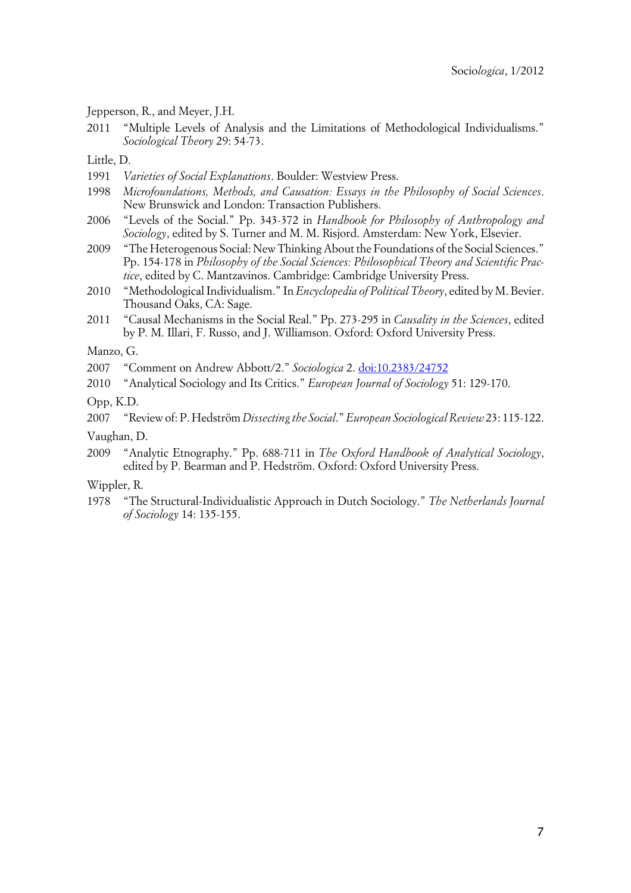Jepperson, R., and Meyer, J.H.

2011 "Multiple Levels of Analysis and the Limitations of Methodological Individualisms." *Sociological Theory* 29: 54-73.

Little, D.

1991 *Varieties of Social Explanations*. Boulder: Westview Press.

1998 *Microfoundations, Methods, and Causation: Essays in the Philosophy of Social Sciences*. New Brunswick and London: Transaction Publishers.

2006 "Levels of the Social." Pp. 343-372 in *Handbook for Philosophy of Anthropology and Sociology*, edited by S. Turner and M. M. Risjord. Amsterdam: New York, Elsevier.

2009 "The Heterogenous Social: New Thinking About the Foundations of the Social Sciences." Pp. 154-178 in *Philosophy of the Social Sciences: Philosophical Theory and Scientific Practice*, edited by C. Mantzavinos. Cambridge: Cambridge University Press.

2010 "Methodological Individualism." In *Encyclopedia of Political Theory*, edited by M. Bevier. Thousand Oaks, CA: Sage.

2011 "Causal Mechanisms in the Social Real." Pp. 273-295 in *Causality in the Sciences*, edited by P. M. Illari, F. Russo, and J. Williamson. Oxford: Oxford University Press.

Manzo, G.

2007 "Comment on Andrew Abbott/2." *Sociologica* 2. doi:10.2383/24752

2010 "Analytical Sociology and Its Critics." *European Journal of Sociology* 51: 129-170.

Opp, K.D.

2007 "Review of: P. Hedström *Dissecting the Social*." *European Sociological Review* 23: 115-122.

Vaughan, D.

2009 "Analytic Etnography." Pp. 688-711 in *The Oxford Handbook of Analytical Sociology*, edited by P. Bearman and P. Hedström. Oxford: Oxford University Press.

Wippler, R.

1978 "The Structural-Individualistic Approach in Dutch Sociology." *The Netherlands Journal of Sociology* 14: 135-155.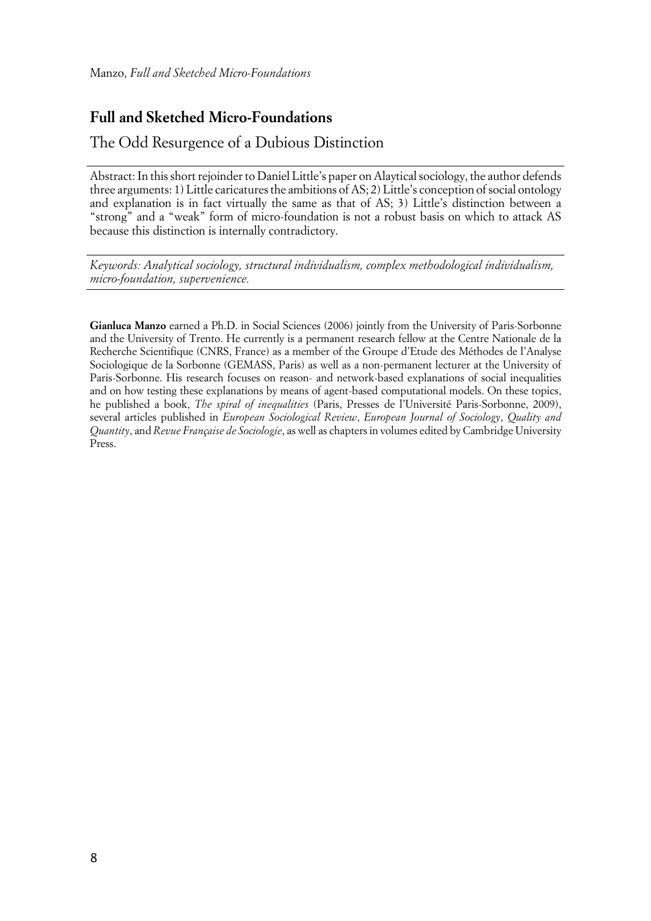## Full and Sketched Micro-Foundations

The Odd Resurgence of a Dubious Distinction

Abstract: In this short rejoinder to Daniel Little's paper on Alaytical sociology, the author defends three arguments: 1) Little caricatures the ambitions of AS; 2) Little's conception of social ontology and explanation is in fact virtually the same as that of AS; 3) Little's distinction between a "strong" and a "weak" form of micro-foundation is not a robust basis on which to attack AS because this distinction is internally contradictory.

*Keywords: Analytical sociology, structural individualism, complex methodological individualism, micro-foundation, supervenience.*

**Gianluca Manzo** earned a Ph.D. in Social Sciences (2006) jointly from the University of Paris-Sorbonne and the University of Trento. He currently is a permanent research fellow at the Centre Nationale de la Recherche Scientifique (CNRS, France) as a member of the Groupe d'Etude des Méthodes de l'Analyse Sociologique de la Sorbonne (GEMASS, Paris) as well as a non-permanent lecturer at the University of Paris-Sorbonne. His research focuses on reason- and network-based explanations of social inequalities and on how testing these explanations by means of agent-based computational models. On these topics, he published a book, *The spiral of inequalities* (Paris, Presses de l'Université Paris-Sorbonne, 2009), several articles published in *European Sociological Review*, *European Journal of Sociology*, *Quality and Quantity*, and *Revue Française de Sociologie*, as well as chapters in volumes edited by Cambridge University Press.